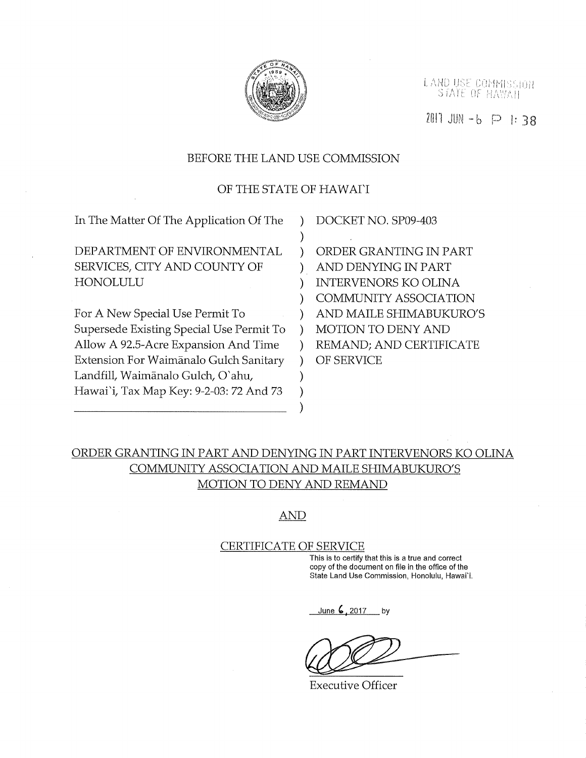LAND USE COMMISSION
STATE OF HAWAII

2017 JUN -6 P 1:38

BEFORE THE LAND USE COMMISSION

OF THE STATE OF HAWAI`I

| | |
|---|---|
| In The Matter Of The Application Of The | DOCKET NO. SP09-403 |
| DEPARTMENT OF ENVIRONMENTAL SERVICES, CITY AND COUNTY OF HONOLULU | ORDER GRANTING IN PART AND DENYING IN PART INTERVENORS KO OLINA COMMUNITY ASSOCIATION AND MAILE SHIMABUKURO'S MOTION TO DENY AND REMAND; AND CERTIFICATE OF SERVICE |
| For A New Special Use Permit To Supersede Existing Special Use Permit To Allow A 92.5-Acre Expansion And Time Extension For Waimānalo Gulch Sanitary Landfill, Waimānalo Gulch, O`ahu, Hawai`i, Tax Map Key: 9-2-03: 72 And 73 | |

## ORDER GRANTING IN PART AND DENYING IN PART INTERVENORS KO OLINA COMMUNITY ASSOCIATION AND MAILE SHIMABUKURO'S MOTION TO DENY AND REMAND

## AND

## CERTIFICATE OF SERVICE

This is to certify that this is a true and correct copy of the document on file in the office of the State Land Use Commission, Honolulu, Hawai`i.

June 6, 2017 by

Executive Officer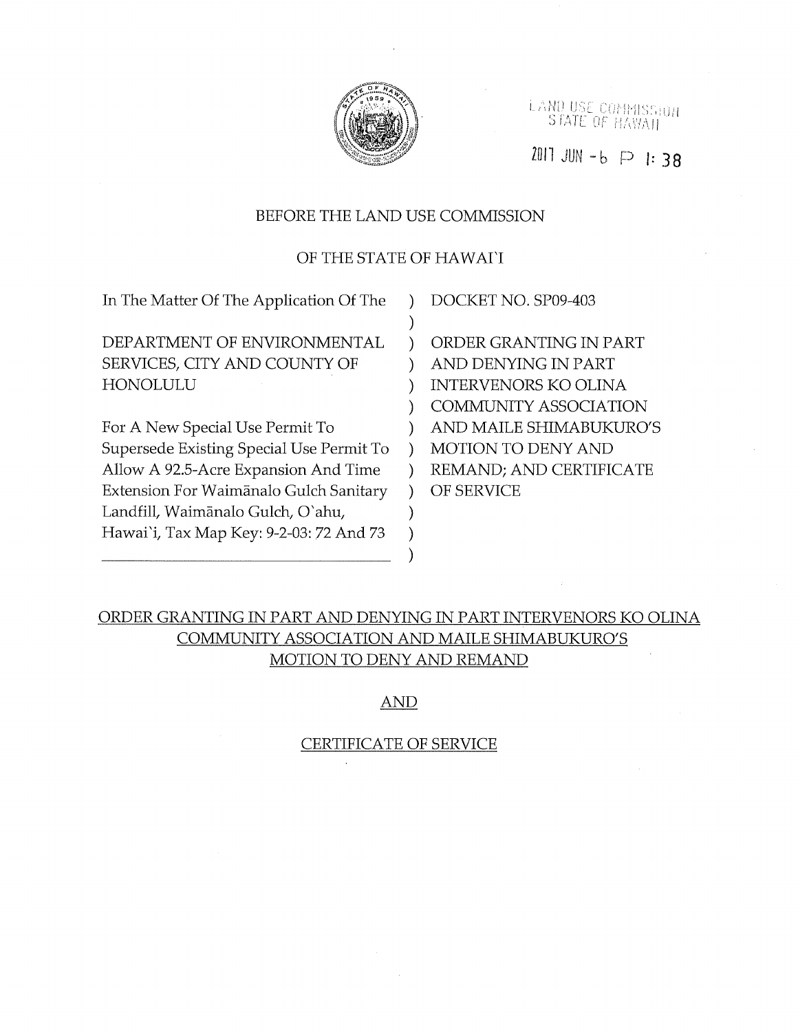LAND USE COMMISSION
STATE OF HAWAII

2017 JUN -6 P 1:38

BEFORE THE LAND USE COMMISSION

OF THE STATE OF HAWAI'I

| | |
|---|---|
| In The Matter Of The Application Of The | DOCKET NO. SP09-403 |
| DEPARTMENT OF ENVIRONMENTAL SERVICES, CITY AND COUNTY OF HONOLULU | ORDER GRANTING IN PART AND DENYING IN PART INTERVENORS KO OLINA COMMUNITY ASSOCIATION AND MAILE SHIMABUKURO'S MOTION TO DENY AND REMAND; AND CERTIFICATE OF SERVICE |
| For A New Special Use Permit To Supersede Existing Special Use Permit To Allow A 92.5-Acre Expansion And Time Extension For Waimānalo Gulch Sanitary Landfill, Waimānalo Gulch, O'ahu, Hawai'i, Tax Map Key: 9-2-03: 72 And 73 | |

ORDER GRANTING IN PART AND DENYING IN PART INTERVENORS KO OLINA COMMUNITY ASSOCIATION AND MAILE SHIMABUKURO'S MOTION TO DENY AND REMAND

AND

CERTIFICATE OF SERVICE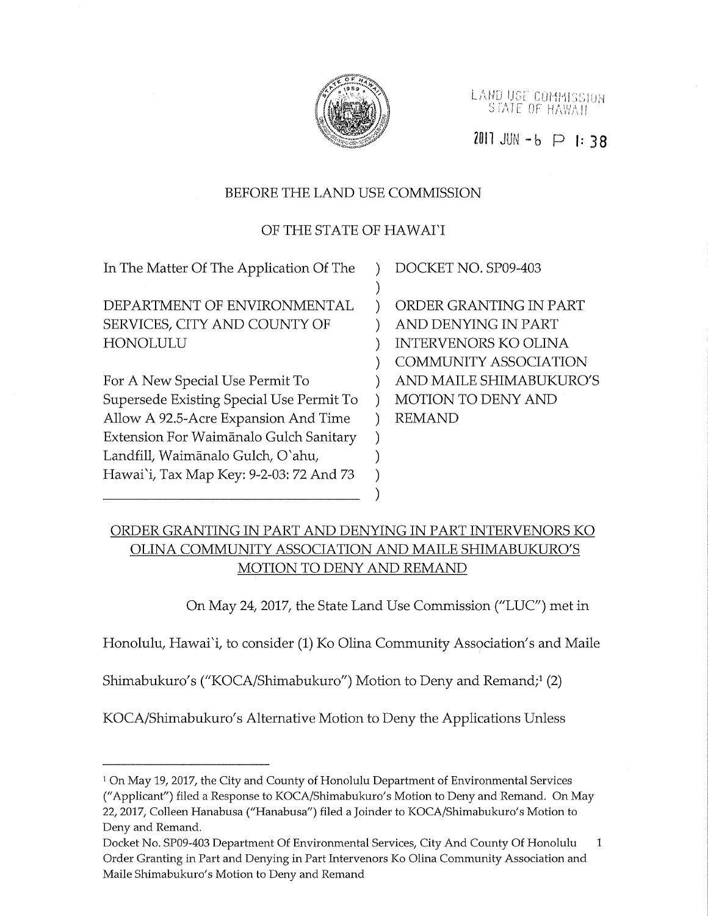LAND USE COMMISSION
STATE OF HAWAII

2017 JUN -6 P 1:38

BEFORE THE LAND USE COMMISSION

OF THE STATE OF HAWAI`I

| | |
|---|---|
| In The Matter Of The Application Of The<br><br>DEPARTMENT OF ENVIRONMENTAL SERVICES, CITY AND COUNTY OF HONOLULU<br><br>For A New Special Use Permit To Supersede Existing Special Use Permit To Allow A 92.5-Acre Expansion And Time Extension For Waimānalo Gulch Sanitary Landfill, Waimānalo Gulch, O`ahu, Hawai`i, Tax Map Key: 9-2-03: 72 And 73 | DOCKET NO. SP09-403<br><br>ORDER GRANTING IN PART AND DENYING IN PART INTERVENORS KO OLINA COMMUNITY ASSOCIATION AND MAILE SHIMABUKURO'S MOTION TO DENY AND REMAND |

## ORDER GRANTING IN PART AND DENYING IN PART INTERVENORS KO OLINA COMMUNITY ASSOCIATION AND MAILE SHIMABUKURO'S MOTION TO DENY AND REMAND

On May 24, 2017, the State Land Use Commission ("LUC") met in Honolulu, Hawai`i, to consider (1) Ko Olina Community Association's and Maile Shimabukuro's ("KOCA/Shimabukuro") Motion to Deny and Remand;[1] (2) KOCA/Shimabukuro's Alternative Motion to Deny the Applications Unless

---

[1] On May 19, 2017, the City and County of Honolulu Department of Environmental Services ("Applicant") filed a Response to KOCA/Shimabukuro's Motion to Deny and Remand. On May 22, 2017, Colleen Hanabusa ("Hanabusa") filed a Joinder to KOCA/Shimabukuro's Motion to Deny and Remand.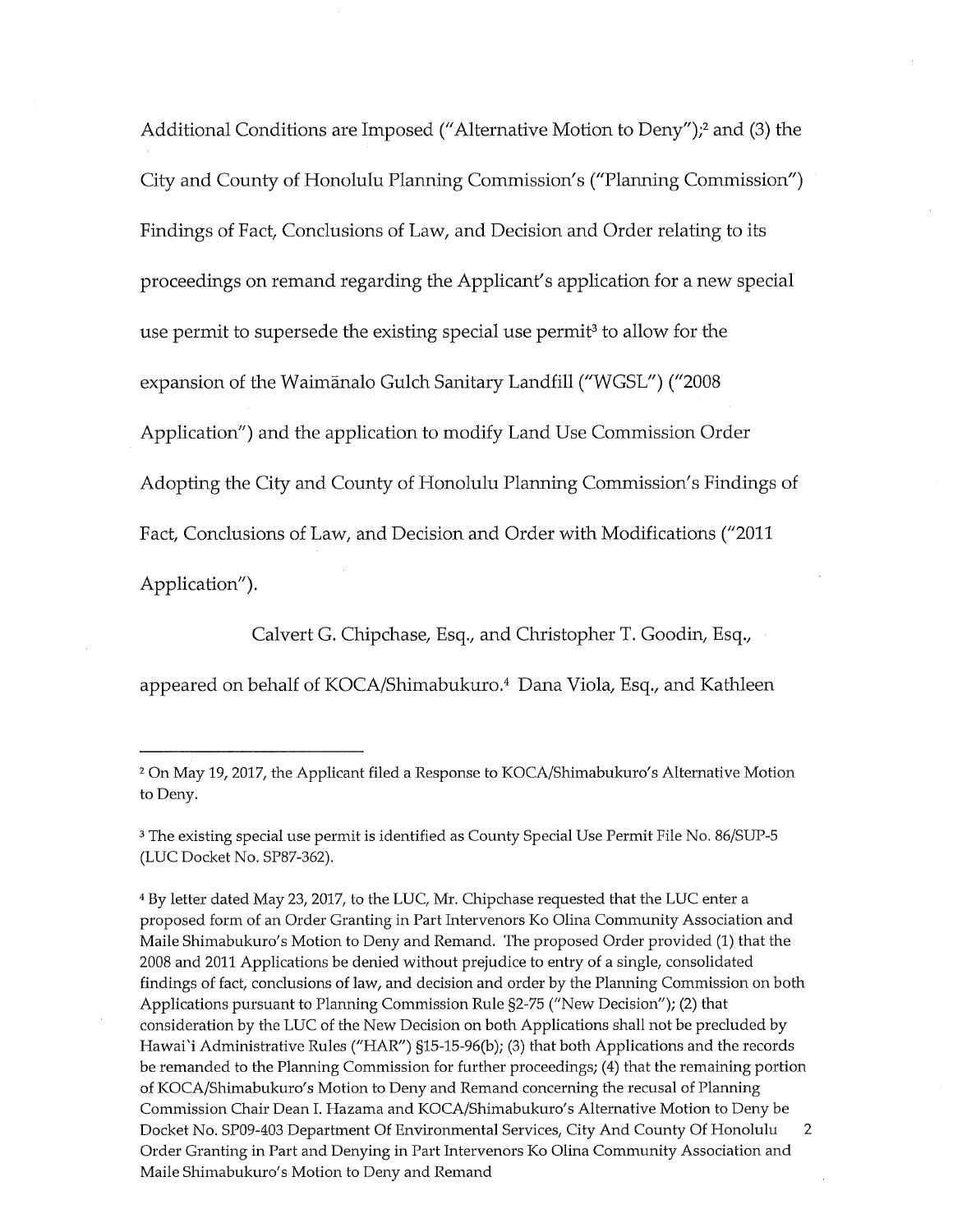Additional Conditions are Imposed ("Alternative Motion to Deny");[2] and (3) the City and County of Honolulu Planning Commission's ("Planning Commission") Findings of Fact, Conclusions of Law, and Decision and Order relating to its proceedings on remand regarding the Applicant's application for a new special use permit to supersede the existing special use permit[3] to allow for the expansion of the Waimānalo Gulch Sanitary Landfill ("WGSL") ("2008 Application") and the application to modify Land Use Commission Order Adopting the City and County of Honolulu Planning Commission's Findings of Fact, Conclusions of Law, and Decision and Order with Modifications ("2011 Application").

Calvert G. Chipchase, Esq., and Christopher T. Goodin, Esq., appeared on behalf of KOCA/Shimabukuro.[4] Dana Viola, Esq., and Kathleen

---

[2] On May 19, 2017, the Applicant filed a Response to KOCA/Shimabukuro's Alternative Motion to Deny.

[3] The existing special use permit is identified as County Special Use Permit File No. 86/SUP-5 (LUC Docket No. SP87-362).

[4] By letter dated May 23, 2017, to the LUC, Mr. Chipchase requested that the LUC enter a proposed form of an Order Granting in Part Intervenors Ko Olina Community Association and Maile Shimabukuro's Motion to Deny and Remand. The proposed Order provided (1) that the 2008 and 2011 Applications be denied without prejudice to entry of a single, consolidated findings of fact, conclusions of law, and decision and order by the Planning Commission on both Applications pursuant to Planning Commission Rule §2-75 ("New Decision"); (2) that consideration by the LUC of the New Decision on both Applications shall not be precluded by Hawai`i Administrative Rules ("HAR") §15-15-96(b); (3) that both Applications and the records be remanded to the Planning Commission for further proceedings; (4) that the remaining portion of KOCA/Shimabukuro's Motion to Deny and Remand concerning the recusal of Planning Commission Chair Dean I. Hazama and KOCA/Shimabukuro's Alternative Motion to Deny be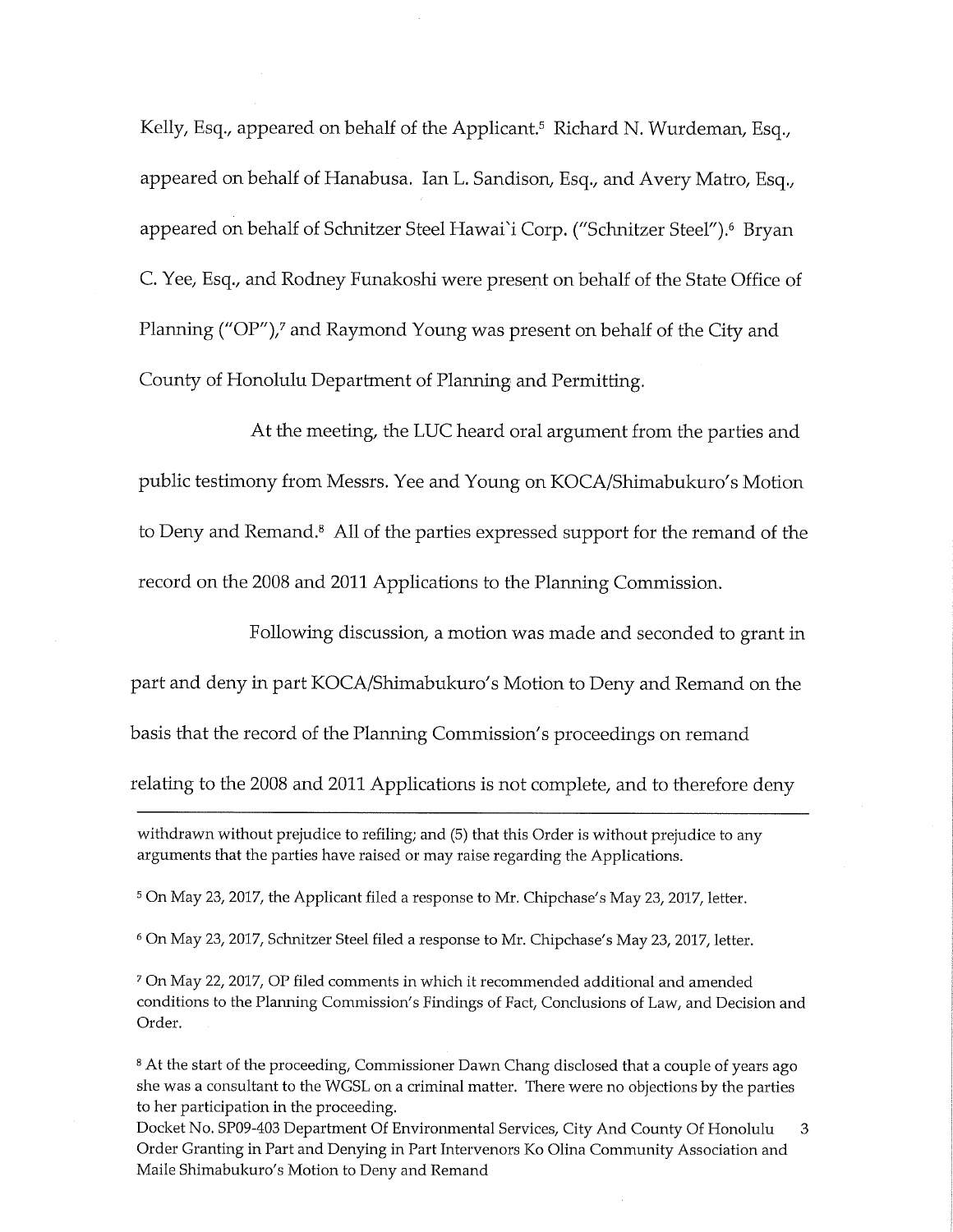Kelly, Esq., appeared on behalf of the Applicant.[5] Richard N. Wurdeman, Esq., appeared on behalf of Hanabusa. Ian L. Sandison, Esq., and Avery Matro, Esq., appeared on behalf of Schnitzer Steel Hawai`i Corp. ("Schnitzer Steel").[6] Bryan C. Yee, Esq., and Rodney Funakoshi were present on behalf of the State Office of Planning ("OP"),[7] and Raymond Young was present on behalf of the City and County of Honolulu Department of Planning and Permitting.

At the meeting, the LUC heard oral argument from the parties and public testimony from Messrs. Yee and Young on KOCA/Shimabukuro's Motion to Deny and Remand.[8] All of the parties expressed support for the remand of the record on the 2008 and 2011 Applications to the Planning Commission.

Following discussion, a motion was made and seconded to grant in part and deny in part KOCA/Shimabukuro's Motion to Deny and Remand on the basis that the record of the Planning Commission's proceedings on remand relating to the 2008 and 2011 Applications is not complete, and to therefore deny

---

withdrawn without prejudice to refiling; and (5) that this Order is without prejudice to any arguments that the parties have raised or may raise regarding the Applications.

[5] On May 23, 2017, the Applicant filed a response to Mr. Chipchase's May 23, 2017, letter.

[6] On May 23, 2017, Schnitzer Steel filed a response to Mr. Chipchase's May 23, 2017, letter.

[7] On May 22, 2017, OP filed comments in which it recommended additional and amended conditions to the Planning Commission's Findings of Fact, Conclusions of Law, and Decision and Order.

[8] At the start of the proceeding, Commissioner Dawn Chang disclosed that a couple of years ago she was a consultant to the WGSL on a criminal matter. There were no objections by the parties to her participation in the proceeding.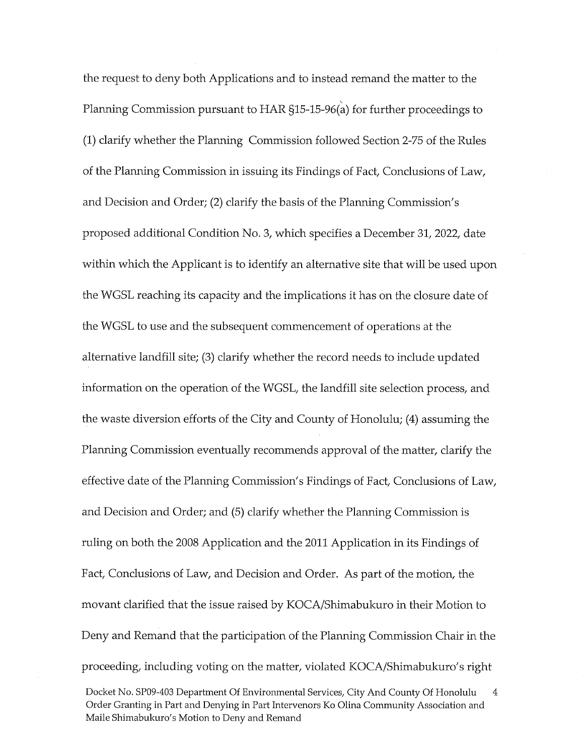the request to deny both Applications and to instead remand the matter to the Planning Commission pursuant to HAR §15-15-96(a) for further proceedings to (1) clarify whether the Planning Commission followed Section 2-75 of the Rules of the Planning Commission in issuing its Findings of Fact, Conclusions of Law, and Decision and Order; (2) clarify the basis of the Planning Commission's proposed additional Condition No. 3, which specifies a December 31, 2022, date within which the Applicant is to identify an alternative site that will be used upon the WGSL reaching its capacity and the implications it has on the closure date of the WGSL to use and the subsequent commencement of operations at the alternative landfill site; (3) clarify whether the record needs to include updated information on the operation of the WGSL, the landfill site selection process, and the waste diversion efforts of the City and County of Honolulu; (4) assuming the Planning Commission eventually recommends approval of the matter, clarify the effective date of the Planning Commission's Findings of Fact, Conclusions of Law, and Decision and Order; and (5) clarify whether the Planning Commission is ruling on both the 2008 Application and the 2011 Application in its Findings of Fact, Conclusions of Law, and Decision and Order. As part of the motion, the movant clarified that the issue raised by KOCA/Shimabukuro in their Motion to Deny and Remand that the participation of the Planning Commission Chair in the proceeding, including voting on the matter, violated KOCA/Shimabukuro's right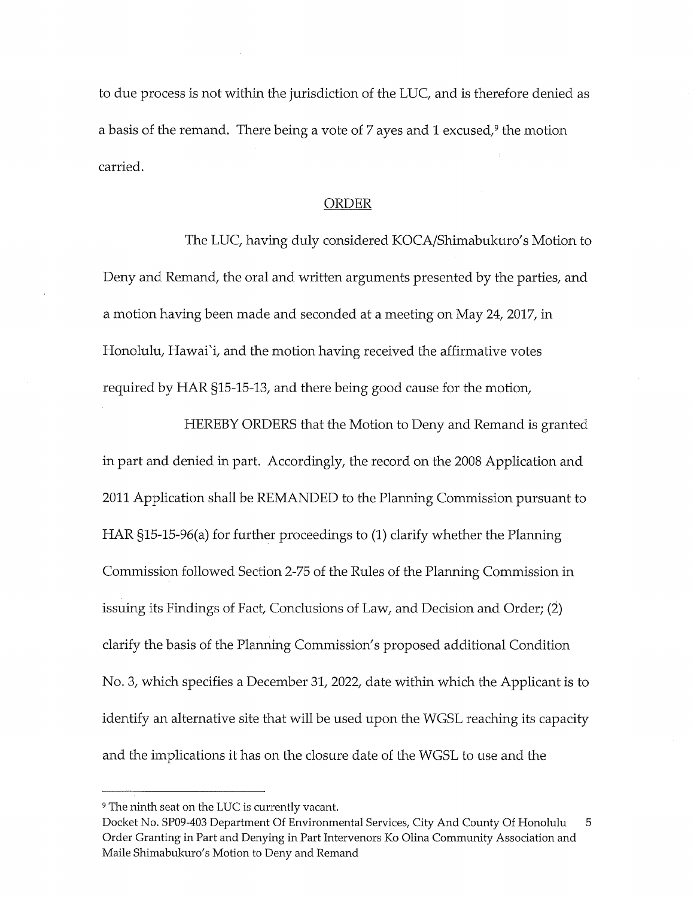to due process is not within the jurisdiction of the LUC, and is therefore denied as a basis of the remand. There being a vote of 7 ayes and 1 excused,[9] the motion carried.

## ORDER

The LUC, having duly considered KOCA/Shimabukuro's Motion to Deny and Remand, the oral and written arguments presented by the parties, and a motion having been made and seconded at a meeting on May 24, 2017, in Honolulu, Hawai`i, and the motion having received the affirmative votes required by HAR §15-15-13, and there being good cause for the motion,

HEREBY ORDERS that the Motion to Deny and Remand is granted in part and denied in part. Accordingly, the record on the 2008 Application and 2011 Application shall be REMANDED to the Planning Commission pursuant to HAR §15-15-96(a) for further proceedings to (1) clarify whether the Planning Commission followed Section 2-75 of the Rules of the Planning Commission in issuing its Findings of Fact, Conclusions of Law, and Decision and Order; (2) clarify the basis of the Planning Commission's proposed additional Condition No. 3, which specifies a December 31, 2022, date within which the Applicant is to identify an alternative site that will be used upon the WGSL reaching its capacity and the implications it has on the closure date of the WGSL to use and the

---

[9] The ninth seat on the LUC is currently vacant.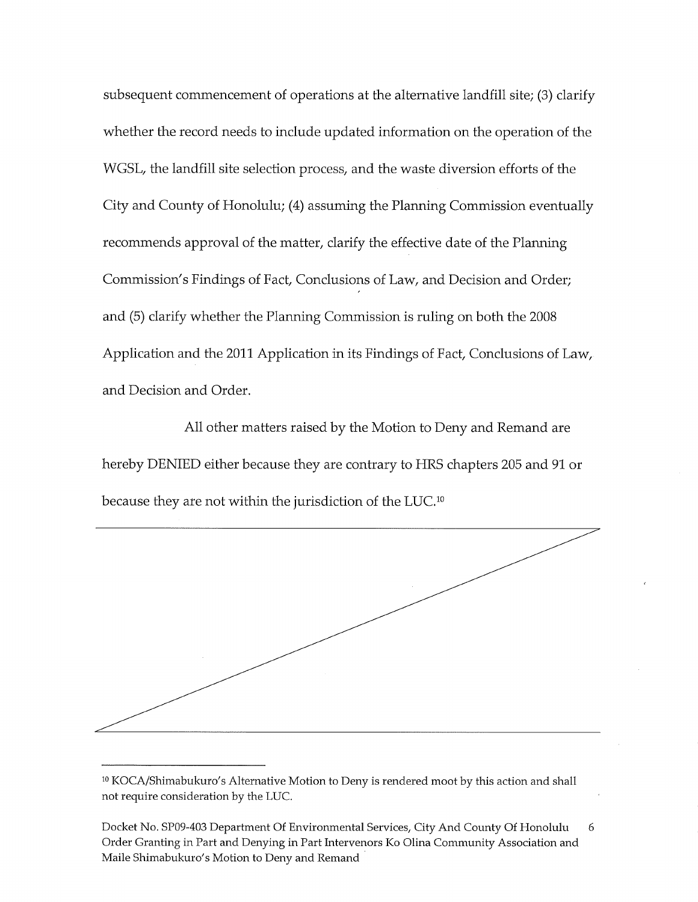subsequent commencement of operations at the alternative landfill site; (3) clarify whether the record needs to include updated information on the operation of the WGSL, the landfill site selection process, and the waste diversion efforts of the City and County of Honolulu; (4) assuming the Planning Commission eventually recommends approval of the matter, clarify the effective date of the Planning Commission's Findings of Fact, Conclusions of Law, and Decision and Order; and (5) clarify whether the Planning Commission is ruling on both the 2008 Application and the 2011 Application in its Findings of Fact, Conclusions of Law, and Decision and Order.

All other matters raised by the Motion to Deny and Remand are hereby DENIED either because they are contrary to HRS chapters 205 and 91 or because they are not within the jurisdiction of the LUC.[10]

---

[10] KOCA/Shimabukuro's Alternative Motion to Deny is rendered moot by this action and shall not require consideration by the LUC.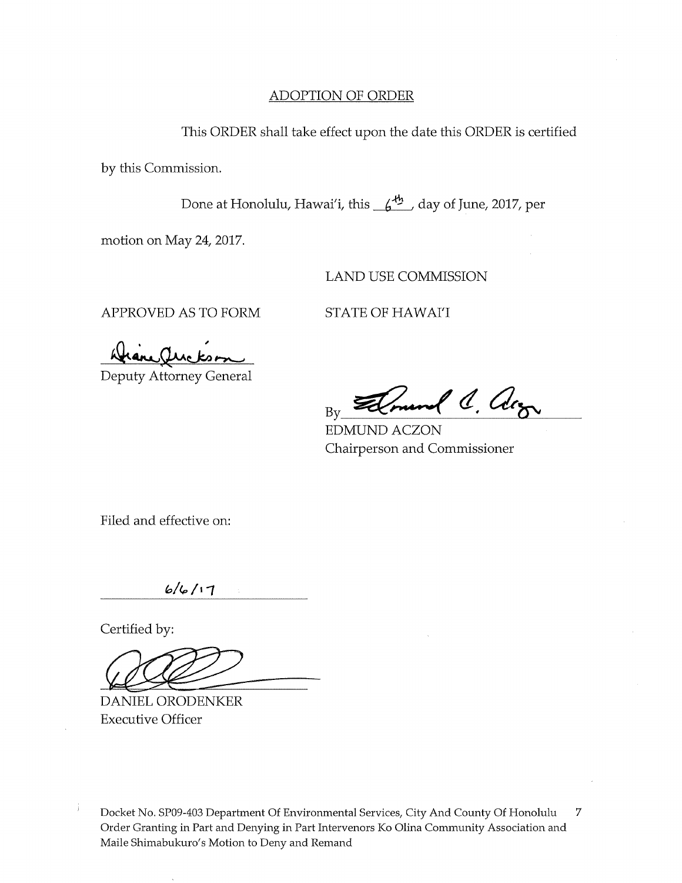## ADOPTION OF ORDER

This ORDER shall take effect upon the date this ORDER is certified by this Commission.

Done at Honolulu, Hawai'i, this 6th, day of June, 2017, per motion on May 24, 2017.

LAND USE COMMISSION

STATE OF HAWAI'I

APPROVED AS TO FORM

Deputy Attorney General

By

EDMUND ACZON
Chairperson and Commissioner

Filed and effective on:

6/6/17

Certified by:

DANIEL ORODENKER
Executive Officer

Docket No. SP09-403 Department Of Environmental Services, City And County Of Honolulu
Order Granting in Part and Denying in Part Intervenors Ko Olina Community Association and Maile Shimabukuro's Motion to Deny and Remand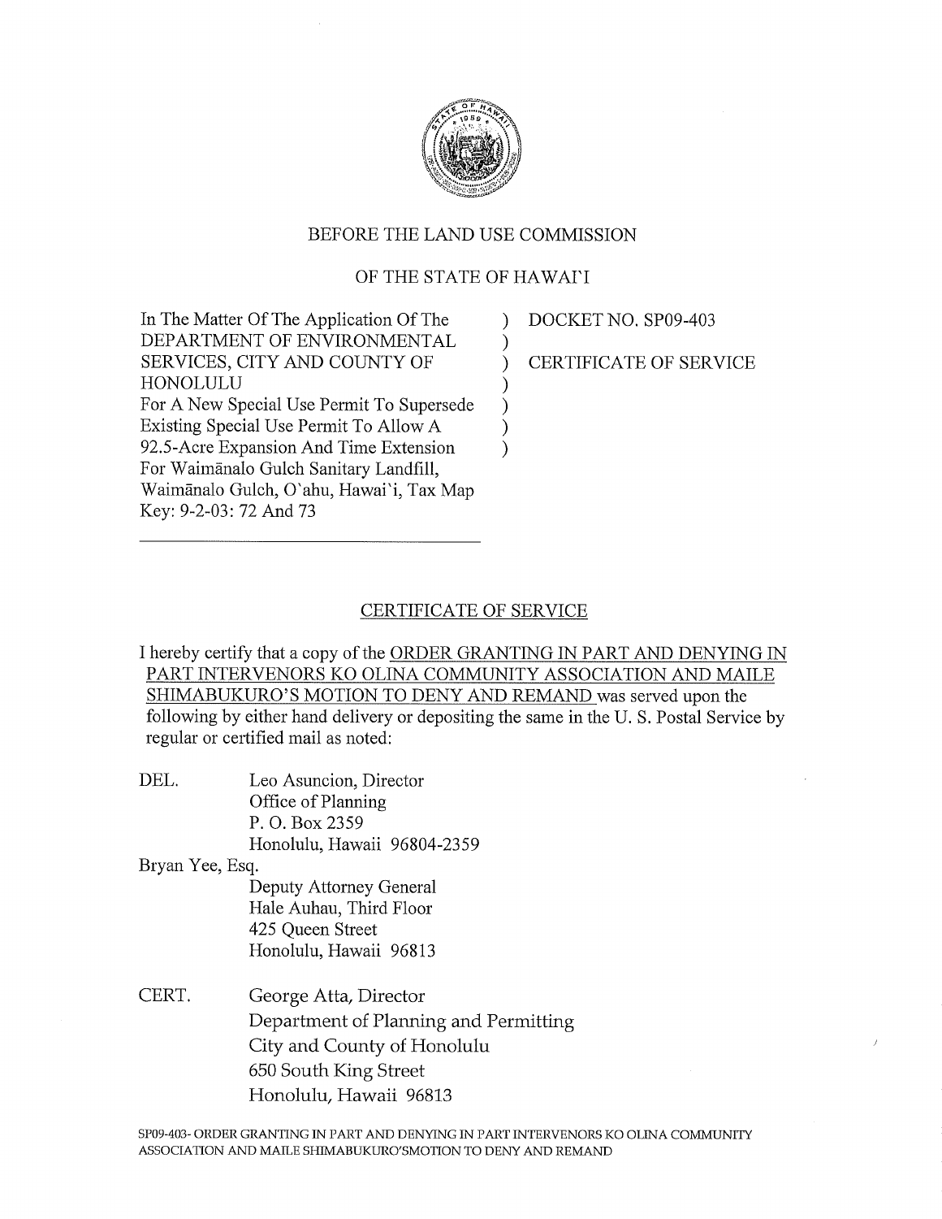BEFORE THE LAND USE COMMISSION

OF THE STATE OF HAWAIʻI

| | |
|---|---|
| In The Matter Of The Application Of The DEPARTMENT OF ENVIRONMENTAL SERVICES, CITY AND COUNTY OF HONOLULU For A New Special Use Permit To Supersede Existing Special Use Permit To Allow A 92.5-Acre Expansion And Time Extension For Waimānalo Gulch Sanitary Landfill, Waimānalo Gulch, Oʻahu, Hawaiʻi, Tax Map Key: 9-2-03: 72 And 73 | DOCKET NO. SP09-403<br><br>CERTIFICATE OF SERVICE |

## CERTIFICATE OF SERVICE

I hereby certify that a copy of the ORDER GRANTING IN PART AND DENYING IN PART INTERVENORS KO OLINA COMMUNITY ASSOCIATION AND MAILE SHIMABUKURO'S MOTION TO DENY AND REMAND was served upon the following by either hand delivery or depositing the same in the U. S. Postal Service by regular or certified mail as noted:

DEL. Leo Asuncion, Director
Office of Planning
P. O. Box 2359
Honolulu, Hawaii 96804-2359

Bryan Yee, Esq.
Deputy Attorney General
Hale Auhau, Third Floor
425 Queen Street
Honolulu, Hawaii 96813

CERT. George Atta, Director
Department of Planning and Permitting
City and County of Honolulu
650 South King Street
Honolulu, Hawaii 96813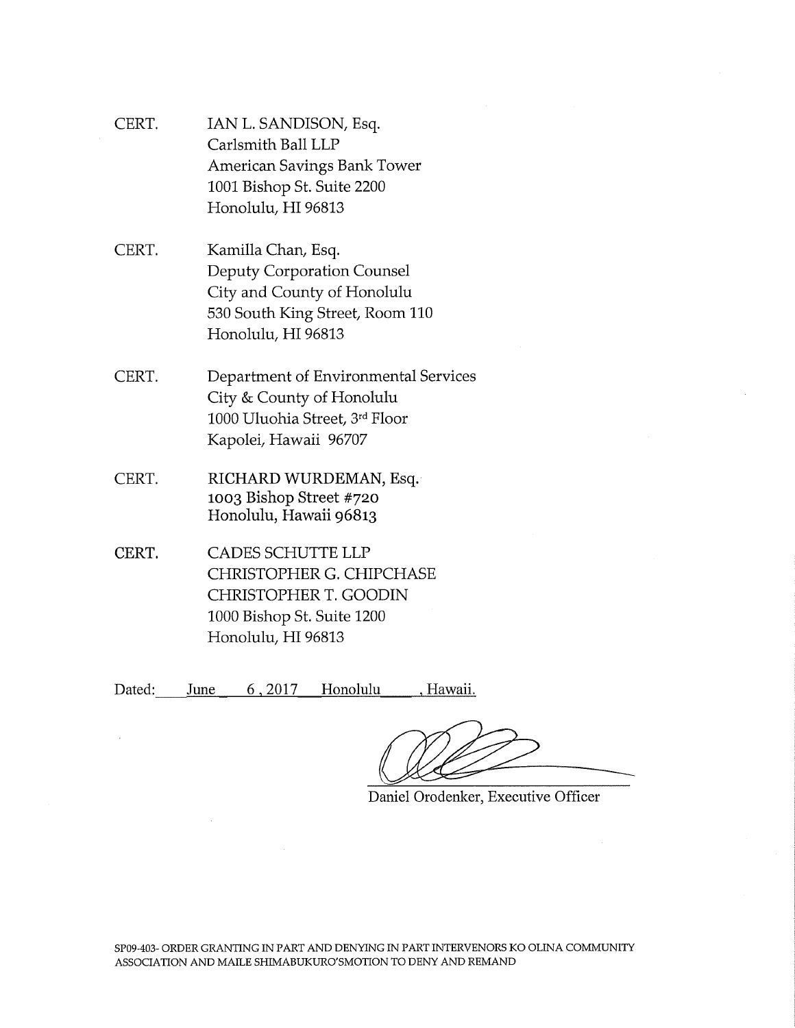CERT. IAN L. SANDISON, Esq.
Carlsmith Ball LLP
American Savings Bank Tower
1001 Bishop St. Suite 2200
Honolulu, HI 96813

CERT. Kamilla Chan, Esq.
Deputy Corporation Counsel
City and County of Honolulu
530 South King Street, Room 110
Honolulu, HI 96813

CERT. Department of Environmental Services
City & County of Honolulu
1000 Uluohia Street, 3rd Floor
Kapolei, Hawaii 96707

CERT. RICHARD WURDEMAN, Esq.
1003 Bishop Street #720
Honolulu, Hawaii 96813

CERT. CADES SCHUTTE LLP
CHRISTOPHER G. CHIPCHASE
CHRISTOPHER T. GOODIN
1000 Bishop St. Suite 1200
Honolulu, HI 96813

Dated: June 6, 2017 Honolulu, Hawaii.

Daniel Orodenker, Executive Officer

SP09-403- ORDER GRANTING IN PART AND DENYING IN PART INTERVENORS KO OLINA COMMUNITY ASSOCIATION AND MAILE SHIMABUKURO'SMOTION TO DENY AND REMAND